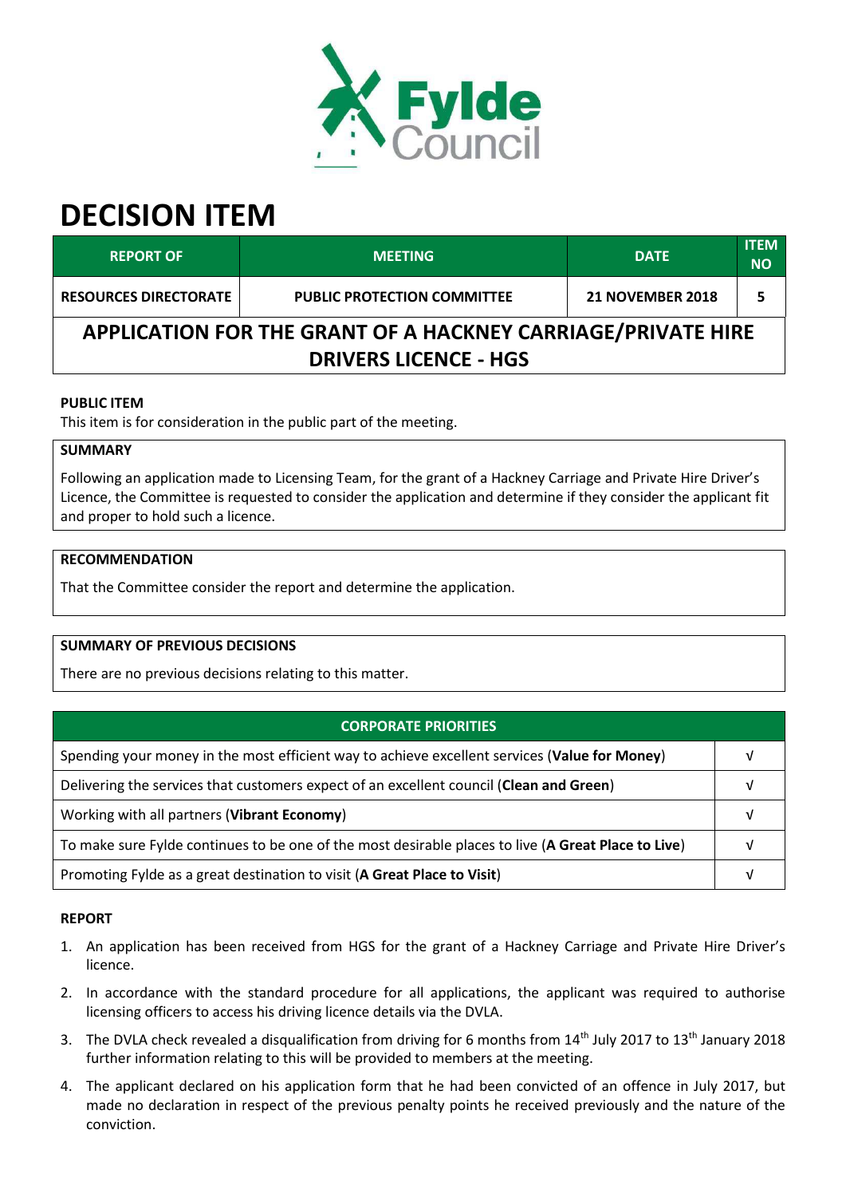# DECISION ITEM

| REPORT OF | MEETING | DATE | ITEM NO |
|---|---|---|---|
| RESOURCES DIRECTORATE | PUBLIC PROTECTION COMMITTEE | 21 NOVEMBER 2018 | 5 |

## APPLICATION FOR THE GRANT OF A HACKNEY CARRIAGE/PRIVATE HIRE DRIVERS LICENCE - HGS

**PUBLIC ITEM**

This item is for consideration in the public part of the meeting.

**SUMMARY**

Following an application made to Licensing Team, for the grant of a Hackney Carriage and Private Hire Driver's Licence, the Committee is requested to consider the application and determine if they consider the applicant fit and proper to hold such a licence.

**RECOMMENDATION**

That the Committee consider the report and determine the application.

**SUMMARY OF PREVIOUS DECISIONS**

There are no previous decisions relating to this matter.

| CORPORATE PRIORITIES | |
|---|---|
| Spending your money in the most efficient way to achieve excellent services (**Value for Money**) | √ |
| Delivering the services that customers expect of an excellent council (**Clean and Green**) | √ |
| Working with all partners (**Vibrant Economy**) | √ |
| To make sure Fylde continues to be one of the most desirable places to live (**A Great Place to Live**) | √ |
| Promoting Fylde as a great destination to visit (**A Great Place to Visit**) | √ |

**REPORT**

1. An application has been received from HGS for the grant of a Hackney Carriage and Private Hire Driver's licence.
2. In accordance with the standard procedure for all applications, the applicant was required to authorise licensing officers to access his driving licence details via the DVLA.
3. The DVLA check revealed a disqualification from driving for 6 months from 14th July 2017 to 13th January 2018 further information relating to this will be provided to members at the meeting.
4. The applicant declared on his application form that he had been convicted of an offence in July 2017, but made no declaration in respect of the previous penalty points he received previously and the nature of the conviction.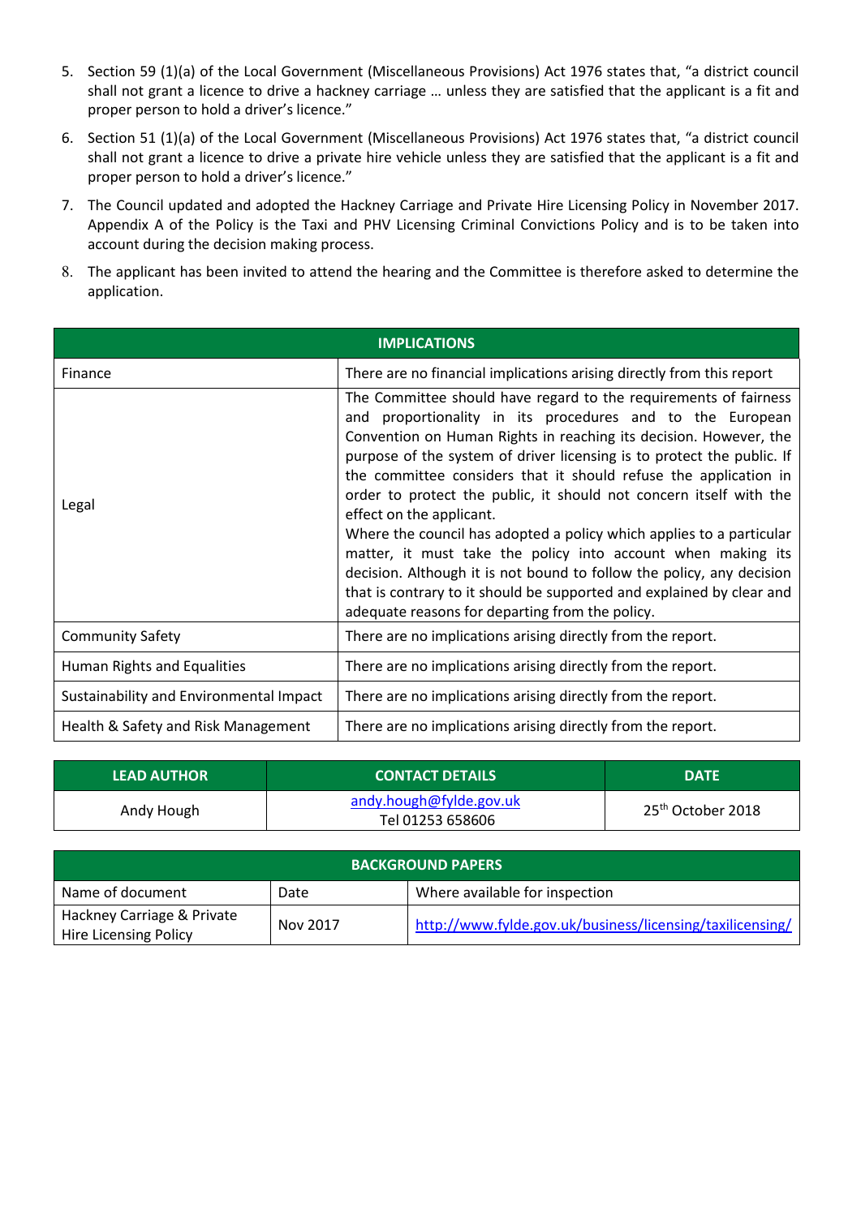5. Section 59 (1)(a) of the Local Government (Miscellaneous Provisions) Act 1976 states that, "a district council shall not grant a licence to drive a hackney carriage … unless they are satisfied that the applicant is a fit and proper person to hold a driver's licence."

6. Section 51 (1)(a) of the Local Government (Miscellaneous Provisions) Act 1976 states that, "a district council shall not grant a licence to drive a private hire vehicle unless they are satisfied that the applicant is a fit and proper person to hold a driver's licence."

7. The Council updated and adopted the Hackney Carriage and Private Hire Licensing Policy in November 2017. Appendix A of the Policy is the Taxi and PHV Licensing Criminal Convictions Policy and is to be taken into account during the decision making process.

8. The applicant has been invited to attend the hearing and the Committee is therefore asked to determine the application.

| **IMPLICATIONS** | |
|---|---|
| Finance | There are no financial implications arising directly from this report |
| Legal | The Committee should have regard to the requirements of fairness and proportionality in its procedures and to the European Convention on Human Rights in reaching its decision. However, the purpose of the system of driver licensing is to protect the public. If the committee considers that it should refuse the application in order to protect the public, it should not concern itself with the effect on the applicant.<br>Where the council has adopted a policy which applies to a particular matter, it must take the policy into account when making its decision. Although it is not bound to follow the policy, any decision that is contrary to it should be supported and explained by clear and adequate reasons for departing from the policy. |
| Community Safety | There are no implications arising directly from the report. |
| Human Rights and Equalities | There are no implications arising directly from the report. |
| Sustainability and Environmental Impact | There are no implications arising directly from the report. |
| Health & Safety and Risk Management | There are no implications arising directly from the report. |

| **LEAD AUTHOR** | **CONTACT DETAILS** | **DATE** |
|---|---|---|
| Andy Hough | andy.hough@fylde.gov.uk<br>Tel 01253 658606 | 25th October 2018 |

| **BACKGROUND PAPERS** | | |
|---|---|---|
| Name of document | Date | Where available for inspection |
| Hackney Carriage & Private Hire Licensing Policy | Nov 2017 | http://www.fylde.gov.uk/business/licensing/taxilicensing/ |